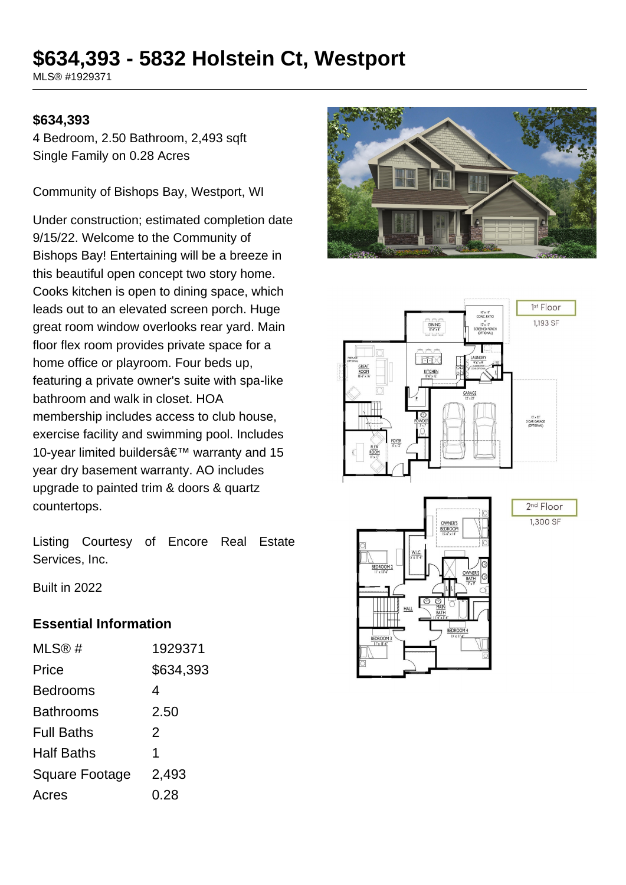# $634,393 - 5832 Holstein Ct, Westport

MLS® #1929371

**$634,393**

4 Bedroom, 2.50 Bathroom, 2,493 sqft
Single Family on 0.28 Acres

Community of Bishops Bay, Westport, WI

Under construction; estimated completion date 9/15/22. Welcome to the Community of Bishops Bay! Entertaining will be a breeze in this beautiful open concept two story home. Cooks kitchen is open to dining space, which leads out to an elevated screen porch. Huge great room window overlooks rear yard. Main floor flex room provides private space for a home office or playroom. Four beds up, featuring a private owner's suite with spa-like bathroom and walk in closet. HOA membership includes access to club house, exercise facility and swimming pool. Includes 10-year limited buildersâ€™ warranty and 15 year dry basement warranty. AO includes upgrade to painted trim & doors & quartz countertops.

Listing Courtesy of Encore Real Estate Services, Inc.

Built in 2022

## Essential Information

| | |
|---|---|
| MLS® # | 1929371 |
| Price | $634,393 |
| Bedrooms | 4 |
| Bathrooms | 2.50 |
| Full Baths | 2 |
| Half Baths | 1 |
| Square Footage | 2,493 |
| Acres | 0.28 |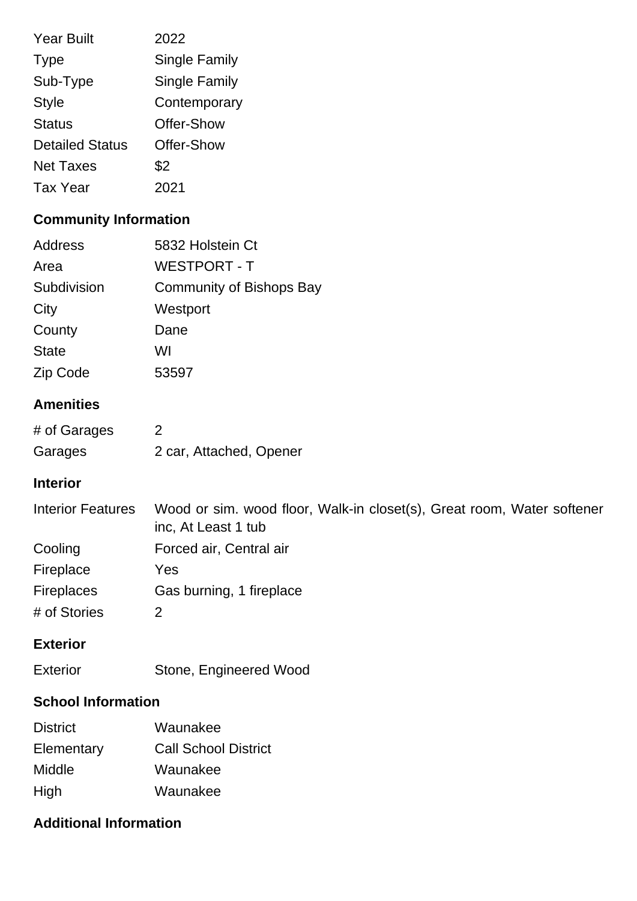| | |
|---|---|
| Year Built | 2022 |
| Type | Single Family |
| Sub-Type | Single Family |
| Style | Contemporary |
| Status | Offer-Show |
| Detailed Status | Offer-Show |
| Net Taxes | $2 |
| Tax Year | 2021 |

## Community Information

| | |
|---|---|
| Address | 5832 Holstein Ct |
| Area | WESTPORT - T |
| Subdivision | Community of Bishops Bay |
| City | Westport |
| County | Dane |
| State | WI |
| Zip Code | 53597 |

## Amenities

| | |
|---|---|
| # of Garages | 2 |
| Garages | 2 car, Attached, Opener |

## Interior

| | |
|---|---|
| Interior Features | Wood or sim. wood floor, Walk-in closet(s), Great room, Water softener inc, At Least 1 tub |
| Cooling | Forced air, Central air |
| Fireplace | Yes |
| Fireplaces | Gas burning, 1 fireplace |
| # of Stories | 2 |

## Exterior

| | |
|---|---|
| Exterior | Stone, Engineered Wood |

## School Information

| | |
|---|---|
| District | Waunakee |
| Elementary | Call School District |
| Middle | Waunakee |
| High | Waunakee |

## Additional Information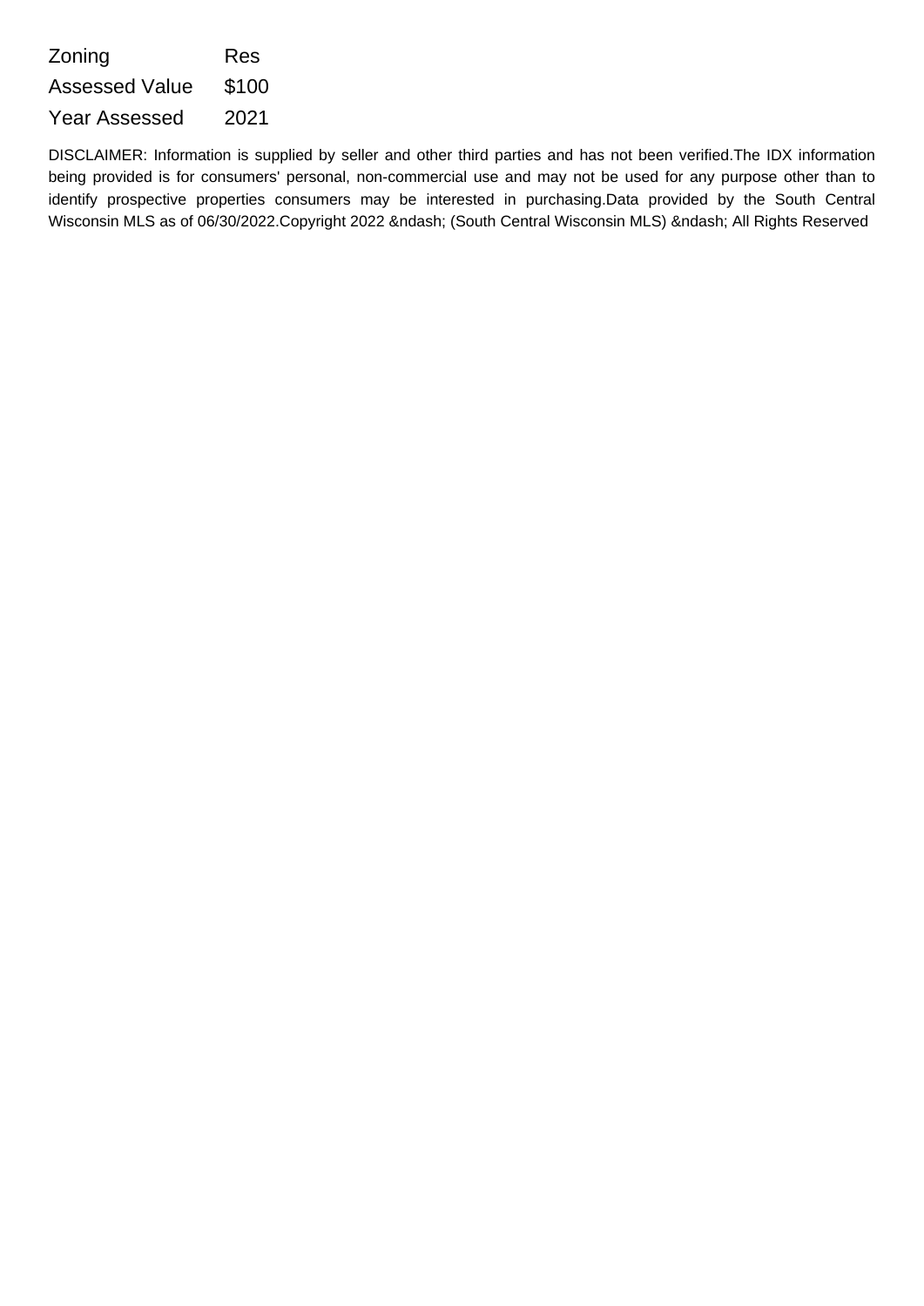| | |
|---|---|
| Zoning | Res |
| Assessed Value | $100 |
| Year Assessed | 2021 |

DISCLAIMER: Information is supplied by seller and other third parties and has not been verified.The IDX information being provided is for consumers' personal, non-commercial use and may not be used for any purpose other than to identify prospective properties consumers may be interested in purchasing.Data provided by the South Central Wisconsin MLS as of 06/30/2022.Copyright 2022 &ndash; (South Central Wisconsin MLS) &ndash; All Rights Reserved